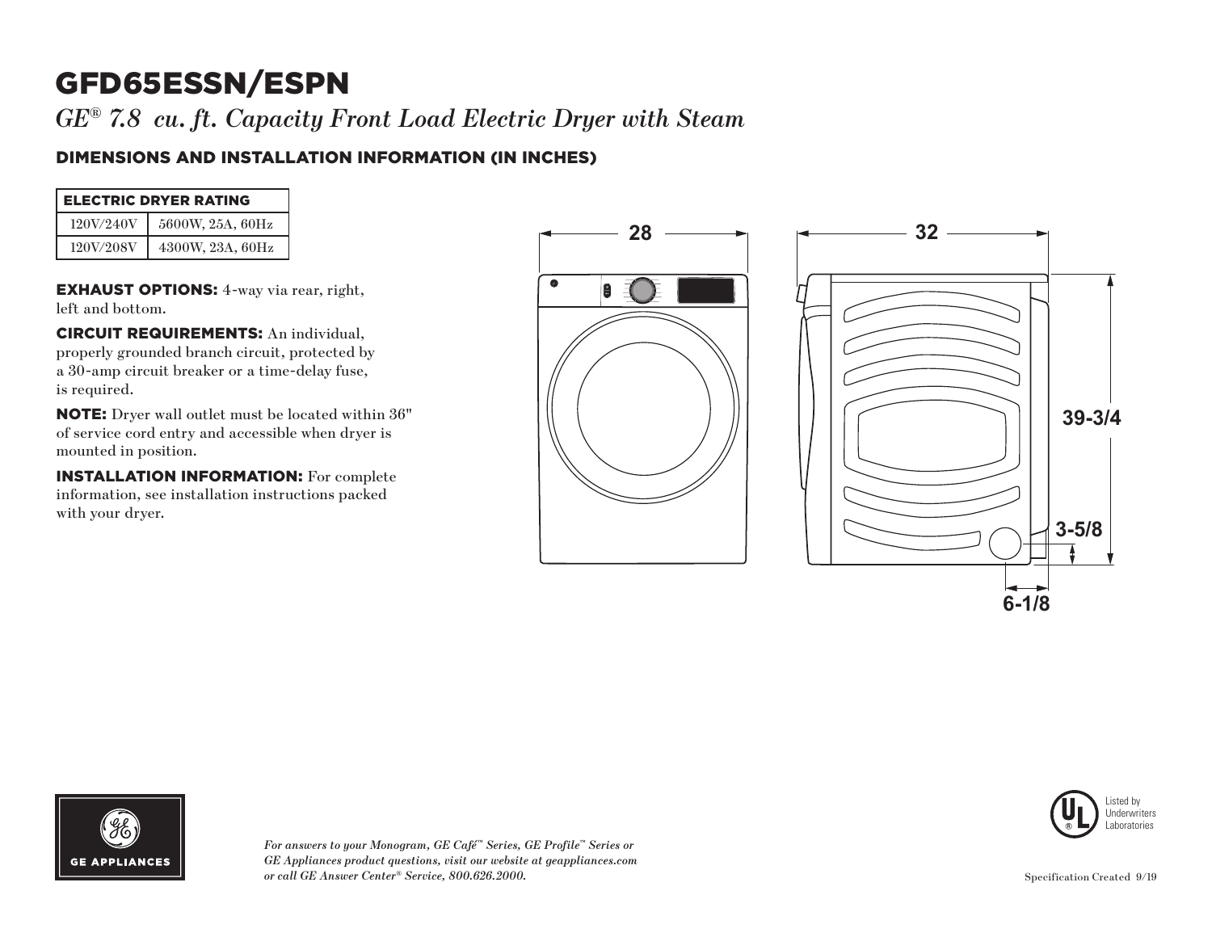# GFD65ESSN/ESPN

*GE® 7.8 cu. ft. Capacity Front Load Electric Dryer with Steam*

## DIMENSIONS AND INSTALLATION INFORMATION (IN INCHES)

| ELECTRIC DRYER RATING | |
|---|---|
| 120V/240V | 5600W, 25A, 60Hz |
| 120V/208V | 4300W, 23A, 60Hz |

**EXHAUST OPTIONS:** 4-way via rear, right, left and bottom.

**CIRCUIT REQUIREMENTS:** An individual, properly grounded branch circuit, protected by a 30-amp circuit breaker or a time-delay fuse, is required.

**NOTE:** Dryer wall outlet must be located within 36" of service cord entry and accessible when dryer is mounted in position.

**INSTALLATION INFORMATION:** For complete information, see installation instructions packed with your dryer.

28

32

39-3/4

3-5/8

6-1/8

*For answers to your Monogram, GE Café™ Series, GE Profile™ Series or GE Appliances product questions, visit our website at geappliances.com or call GE Answer Center® Service, 800.626.2000.*

Listed by Underwriters Laboratories

Specification Created 9/19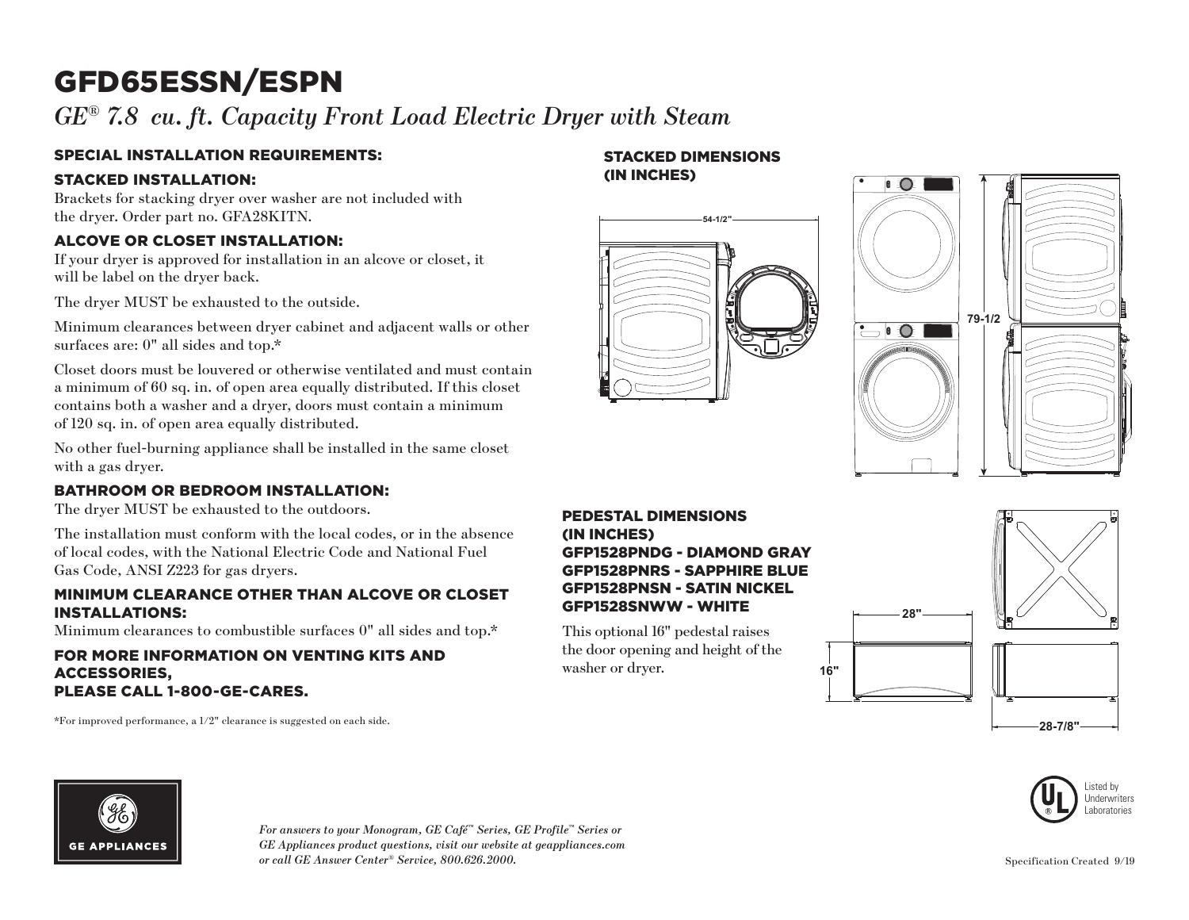# GFD65ESSN/ESPN

*GE® 7.8 cu. ft. Capacity Front Load Electric Dryer with Steam*

## SPECIAL INSTALLATION REQUIREMENTS:

### STACKED INSTALLATION:

Brackets for stacking dryer over washer are not included with the dryer. Order part no. GFA28KITN.

### ALCOVE OR CLOSET INSTALLATION:

If your dryer is approved for installation in an alcove or closet, it will be label on the dryer back.

The dryer MUST be exhausted to the outside.

Minimum clearances between dryer cabinet and adjacent walls or other surfaces are: 0" all sides and top.*

Closet doors must be louvered or otherwise ventilated and must contain a minimum of 60 sq. in. of open area equally distributed. If this closet contains both a washer and a dryer, doors must contain a minimum of 120 sq. in. of open area equally distributed.

No other fuel-burning appliance shall be installed in the same closet with a gas dryer.

### BATHROOM OR BEDROOM INSTALLATION:

The dryer MUST be exhausted to the outdoors.

The installation must conform with the local codes, or in the absence of local codes, with the National Electric Code and National Fuel Gas Code, ANSI Z223 for gas dryers.

### MINIMUM CLEARANCE OTHER THAN ALCOVE OR CLOSET INSTALLATIONS:

Minimum clearances to combustible surfaces 0" all sides and top.*

### FOR MORE INFORMATION ON VENTING KITS AND ACCESSORIES, PLEASE CALL 1-800-GE-CARES.

*For improved performance, a 1/2" clearance is suggested on each side.

### STACKED DIMENSIONS (IN INCHES)

54-1/2"

79-1/2

### PEDESTAL DIMENSIONS (IN INCHES)

**GFP1528PNDG - DIAMOND GRAY**
**GFP1528PNRS - SAPPHIRE BLUE**
**GFP1528PNSN - SATIN NICKEL**
**GFP1528SNWW - WHITE**

This optional 16" pedestal raises the door opening and height of the washer or dryer.

28"

16"

28-7/8"

*For answers to your Monogram, GE Café™ Series, GE Profile™ Series or GE Appliances product questions, visit our website at geappliances.com or call GE Answer Center® Service, 800.626.2000.*

Listed by Underwriters Laboratories

Specification Created 9/19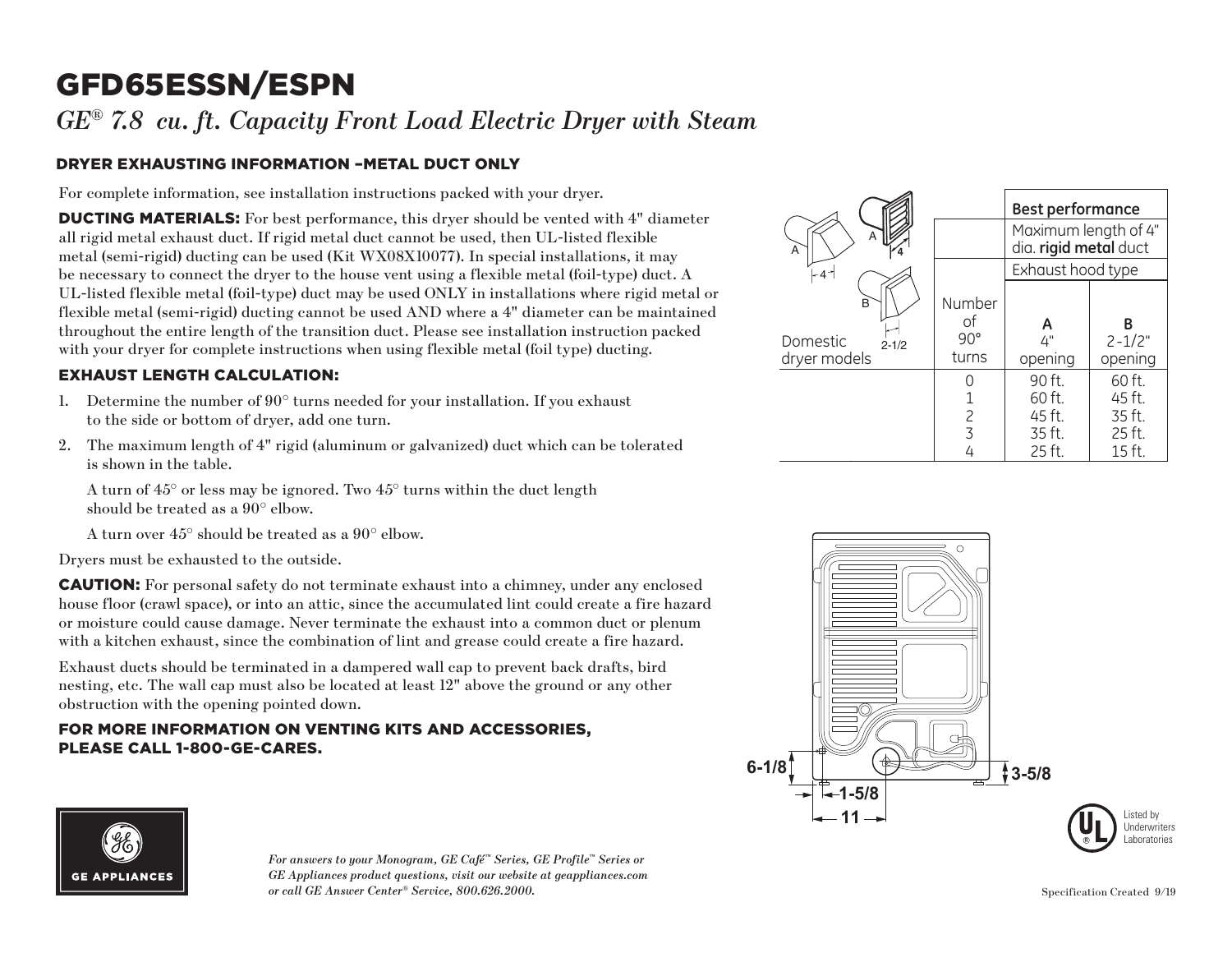# GFD65ESSN/ESPN

*GE® 7.8 cu. ft. Capacity Front Load Electric Dryer with Steam*

## DRYER EXHAUSTING INFORMATION –METAL DUCT ONLY

For complete information, see installation instructions packed with your dryer.

**DUCTING MATERIALS:** For best performance, this dryer should be vented with 4" diameter all rigid metal exhaust duct. If rigid metal duct cannot be used, then UL-listed flexible metal (semi-rigid) ducting can be used (Kit WX08X10077). In special installations, it may be necessary to connect the dryer to the house vent using a flexible metal (foil-type) duct. A UL-listed flexible metal (foil-type) duct may be used ONLY in installations where rigid metal or flexible metal (semi-rigid) ducting cannot be used AND where a 4" diameter can be maintained throughout the entire length of the transition duct. Please see installation instruction packed with your dryer for complete instructions when using flexible metal (foil type) ducting.

### EXHAUST LENGTH CALCULATION:

1. Determine the number of 90° turns needed for your installation. If you exhaust to the side or bottom of dryer, add one turn.
2. The maximum length of 4" rigid (aluminum or galvanized) duct which can be tolerated is shown in the table.

   A turn of 45° or less may be ignored. Two 45° turns within the duct length should be treated as a 90° elbow.

   A turn over 45° should be treated as a 90° elbow.

Dryers must be exhausted to the outside.

**CAUTION:** For personal safety do not terminate exhaust into a chimney, under any enclosed house floor (crawl space), or into an attic, since the accumulated lint could create a fire hazard or moisture could cause damage. Never terminate the exhaust into a common duct or plenum with a kitchen exhaust, since the combination of lint and grease could create a fire hazard.

Exhaust ducts should be terminated in a dampered wall cap to prevent back drafts, bird nesting, etc. The wall cap must also be located at least 12" above the ground or any other obstruction with the opening pointed down.

### FOR MORE INFORMATION ON VENTING KITS AND ACCESSORIES, PLEASE CALL 1-800-GE-CARES.

| Domestic dryer models | | Best performance | |
|---|---|---|---|
| | | Maximum length of 4" dia. **rigid metal** duct | |
| | | Exhaust hood type | |
| | Number of 90° turns | **A** 4" opening | **B** 2-1/2" opening |
| | 0 | 90 ft. | 60 ft. |
| | 1 | 60 ft. | 45 ft. |
| | 2 | 45 ft. | 35 ft. |
| | 3 | 35 ft. | 25 ft. |
| | 4 | 25 ft. | 15 ft. |

6-1/8 &nbsp; 3-5/8 &nbsp; 1-5/8 &nbsp; 11

Listed by Underwriters Laboratories

*For answers to your Monogram, GE Café™ Series, GE Profile™ Series or GE Appliances product questions, visit our website at geappliances.com or call GE Answer Center® Service, 800.626.2000.*

Specification Created 9/19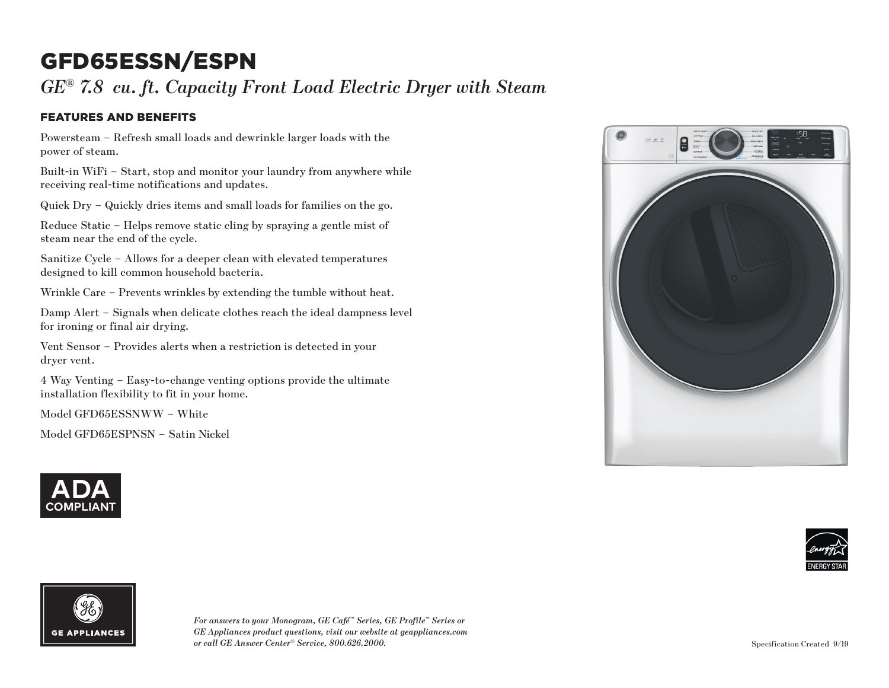# GFD65ESSN/ESPN

*GE® 7.8 cu. ft. Capacity Front Load Electric Dryer with Steam*

## FEATURES AND BENEFITS

Powersteam – Refresh small loads and dewrinkle larger loads with the power of steam.

Built-in WiFi – Start, stop and monitor your laundry from anywhere while receiving real-time notifications and updates.

Quick Dry – Quickly dries items and small loads for families on the go.

Reduce Static – Helps remove static cling by spraying a gentle mist of steam near the end of the cycle.

Sanitize Cycle – Allows for a deeper clean with elevated temperatures designed to kill common household bacteria.

Wrinkle Care – Prevents wrinkles by extending the tumble without heat.

Damp Alert – Signals when delicate clothes reach the ideal dampness level for ironing or final air drying.

Vent Sensor – Provides alerts when a restriction is detected in your dryer vent.

4 Way Venting – Easy-to-change venting options provide the ultimate installation flexibility to fit in your home.

Model GFD65ESSNWW – White

Model GFD65ESPNSN – Satin Nickel

ADA COMPLIANT

ENERGY STAR

GE APPLIANCES

*For answers to your Monogram, GE Café™ Series, GE Profile™ Series or GE Appliances product questions, visit our website at geappliances.com or call GE Answer Center® Service, 800.626.2000.*

Specification Created 9/19